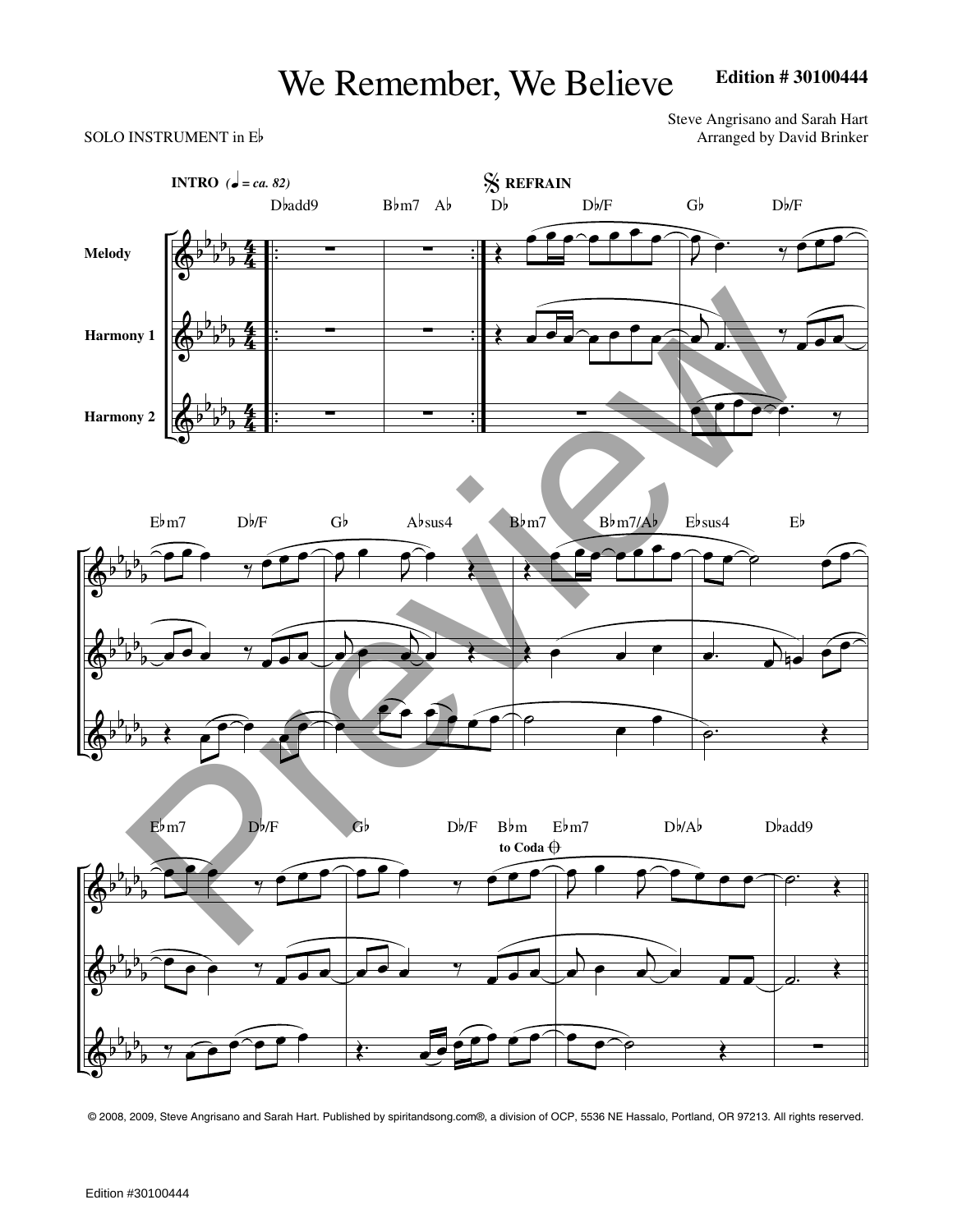# We Remember, We Believe

**Edition # 30100444**

SOLO INSTRUMENT in E♭

Steve Angrisano and Sarah Hart
Arranged by David Brinker

© 2008, 2009, Steve Angrisano and Sarah Hart. Published by spiritandsong.com®, a division of OCP, 5536 NE Hassalo, Portland, OR 97213. All rights reserved.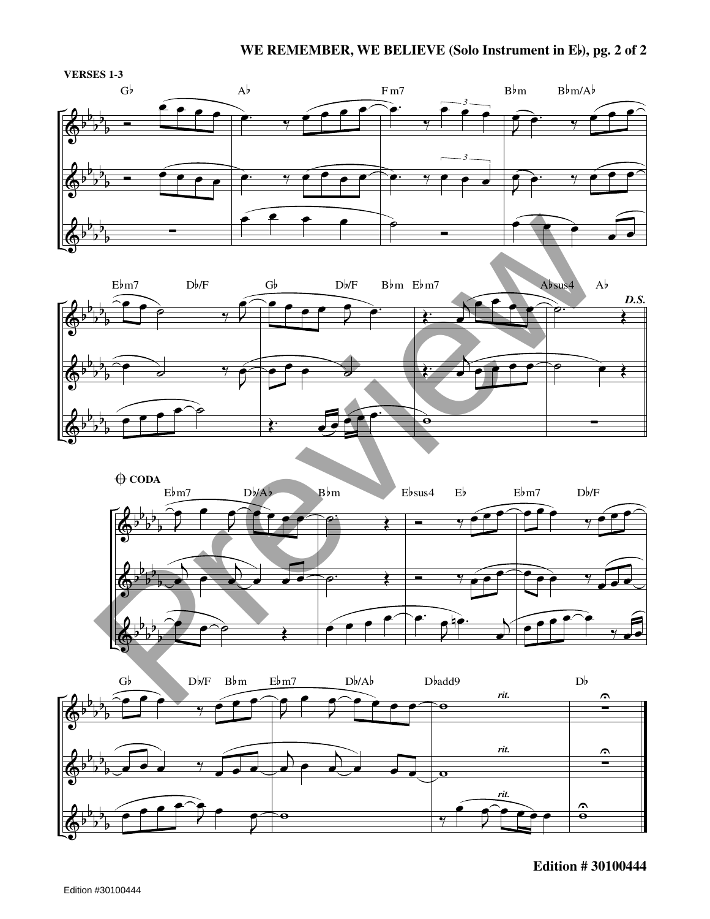**VERSES 1-3**

Edition # 30100444